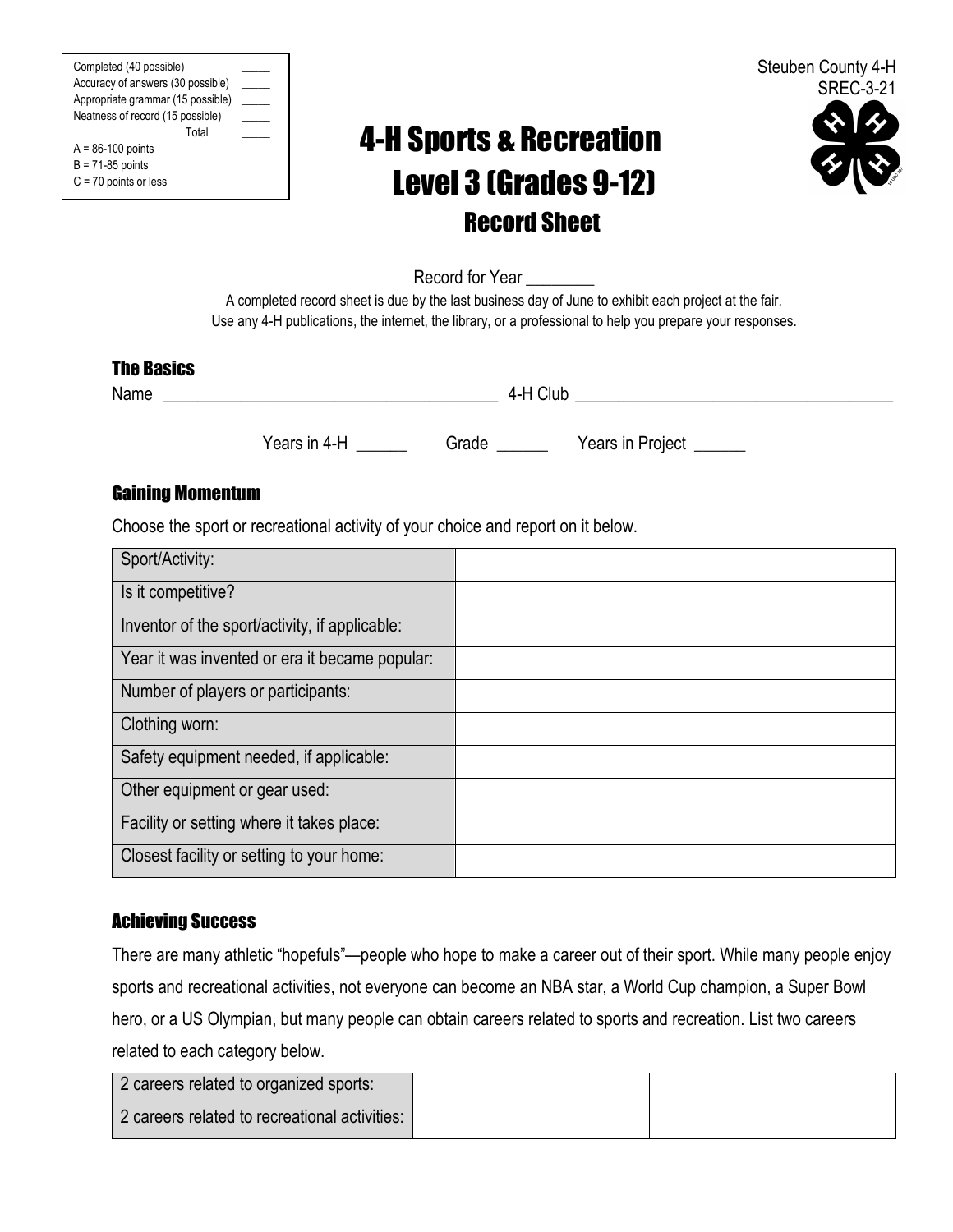| Completed (40 possible) | _____ |
|---|---|
| Accuracy of answers (30 possible) | _____ |
| Appropriate grammar (15 possible) | _____ |
| Neatness of record (15 possible) | _____ |
| Total | _____ |

A = 86-100 points
B = 71-85 points
C = 70 points or less

Steuben County 4-H
SREC-3-21

# 4-H Sports & Recreation Level 3 (Grades 9-12)

## Record Sheet

Record for Year ________

A completed record sheet is due by the last business day of June to exhibit each project at the fair.
Use any 4-H publications, the internet, the library, or a professional to help you prepare your responses.

### The Basics

Name ________________________________________ 4-H Club ______________________________________

Years in 4-H ______ Grade ______ Years in Project ______

### Gaining Momentum

Choose the sport or recreational activity of your choice and report on it below.

| Sport/Activity: | |
|---|---|
| Is it competitive? | |
| Inventor of the sport/activity, if applicable: | |
| Year it was invented or era it became popular: | |
| Number of players or participants: | |
| Clothing worn: | |
| Safety equipment needed, if applicable: | |
| Other equipment or gear used: | |
| Facility or setting where it takes place: | |
| Closest facility or setting to your home: | |

### Achieving Success

There are many athletic "hopefuls"—people who hope to make a career out of their sport. While many people enjoy sports and recreational activities, not everyone can become an NBA star, a World Cup champion, a Super Bowl hero, or a US Olympian, but many people can obtain careers related to sports and recreation. List two careers related to each category below.

| 2 careers related to organized sports: | | |
|---|---|---|
| 2 careers related to recreational activities: | | |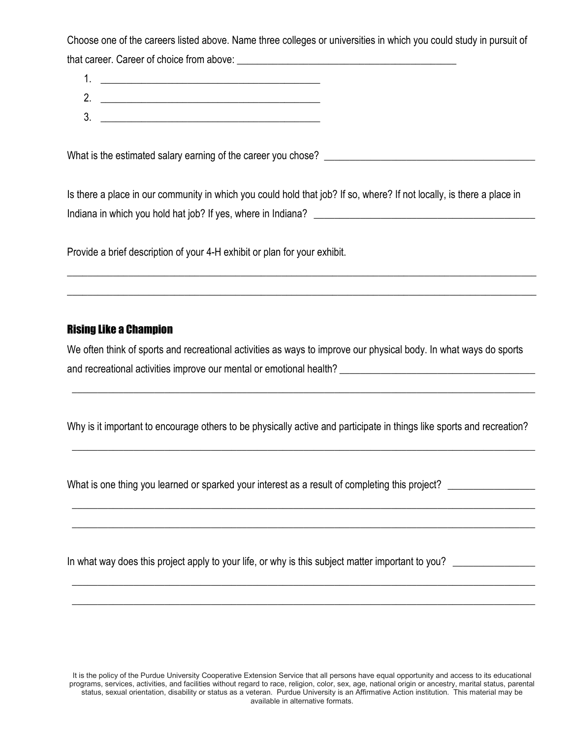Choose one of the careers listed above. Name three colleges or universities in which you could study in pursuit of that career. Career of choice from above: ____________________________________________

1. ____________________________________________
2. ____________________________________________
3. ____________________________________________

What is the estimated salary earning of the career you chose? __________________________________________

Is there a place in our community in which you could hold that job? If so, where? If not locally, is there a place in Indiana in which you hold hat job? If yes, where in Indiana? ____________________________________________

Provide a brief description of your 4-H exhibit or plan for your exhibit.

______________________________________________________________________________________________

______________________________________________________________________________________________

### Rising Like a Champion

We often think of sports and recreational activities as ways to improve our physical body. In what ways do sports and recreational activities improve our mental or emotional health? ______________________________________

______________________________________________________________________________________________

Why is it important to encourage others to be physically active and participate in things like sports and recreation?

______________________________________________________________________________________________

What is one thing you learned or sparked your interest as a result of completing this project? ________________

______________________________________________________________________________________________

______________________________________________________________________________________________

In what way does this project apply to your life, or why is this subject matter important to you? _______________

______________________________________________________________________________________________

______________________________________________________________________________________________

It is the policy of the Purdue University Cooperative Extension Service that all persons have equal opportunity and access to its educational programs, services, activities, and facilities without regard to race, religion, color, sex, age, national origin or ancestry, marital status, parental status, sexual orientation, disability or status as a veteran. Purdue University is an Affirmative Action institution. This material may be available in alternative formats.